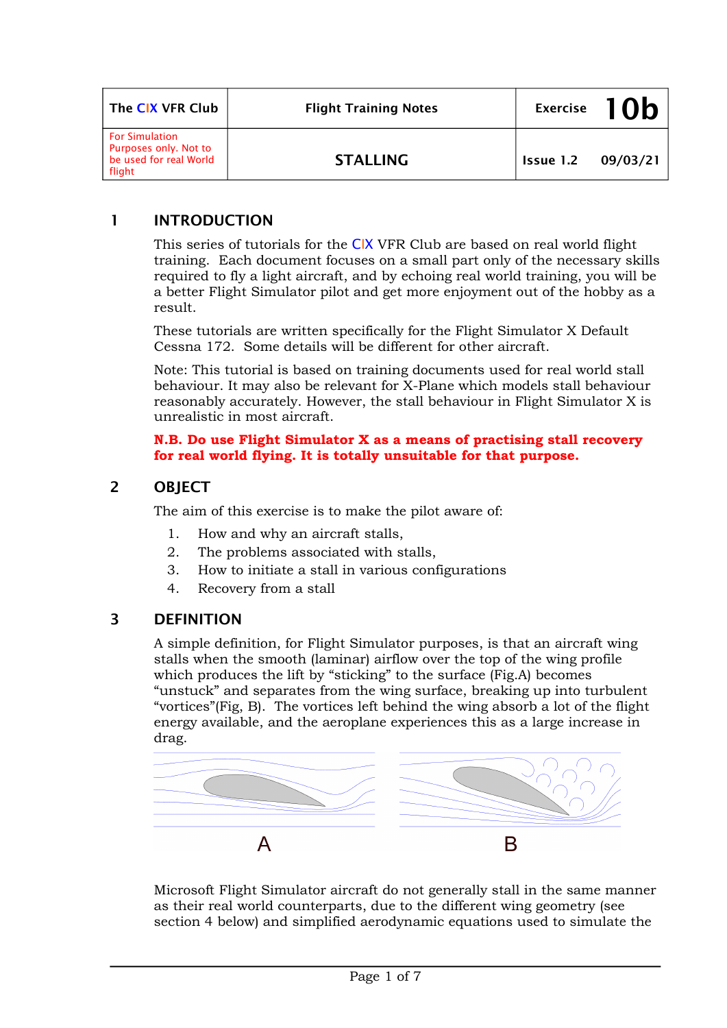| The CIX VFR Club | Flight Training Notes | Exercise | 10b |
|---|---|---|---|
| For Simulation Purposes only. Not to be used for real World flight | STALLING | Issue 1.2 | 09/03/21 |

## 1 INTRODUCTION

This series of tutorials for the CIX VFR Club are based on real world flight training. Each document focuses on a small part only of the necessary skills required to fly a light aircraft, and by echoing real world training, you will be a better Flight Simulator pilot and get more enjoyment out of the hobby as a result.

These tutorials are written specifically for the Flight Simulator X Default Cessna 172. Some details will be different for other aircraft.

Note: This tutorial is based on training documents used for real world stall behaviour. It may also be relevant for X-Plane which models stall behaviour reasonably accurately. However, the stall behaviour in Flight Simulator X is unrealistic in most aircraft.

**N.B. Do use Flight Simulator X as a means of practising stall recovery for real world flying. It is totally unsuitable for that purpose.**

## 2 OBJECT

The aim of this exercise is to make the pilot aware of:

1. How and why an aircraft stalls,
2. The problems associated with stalls,
3. How to initiate a stall in various configurations
4. Recovery from a stall

## 3 DEFINITION

A simple definition, for Flight Simulator purposes, is that an aircraft wing stalls when the smooth (laminar) airflow over the top of the wing profile which produces the lift by "sticking" to the surface (Fig.A) becomes "unstuck" and separates from the wing surface, breaking up into turbulent "vortices"(Fig, B). The vortices left behind the wing absorb a lot of the flight energy available, and the aeroplane experiences this as a large increase in drag.

A B

Microsoft Flight Simulator aircraft do not generally stall in the same manner as their real world counterparts, due to the different wing geometry (see section 4 below) and simplified aerodynamic equations used to simulate the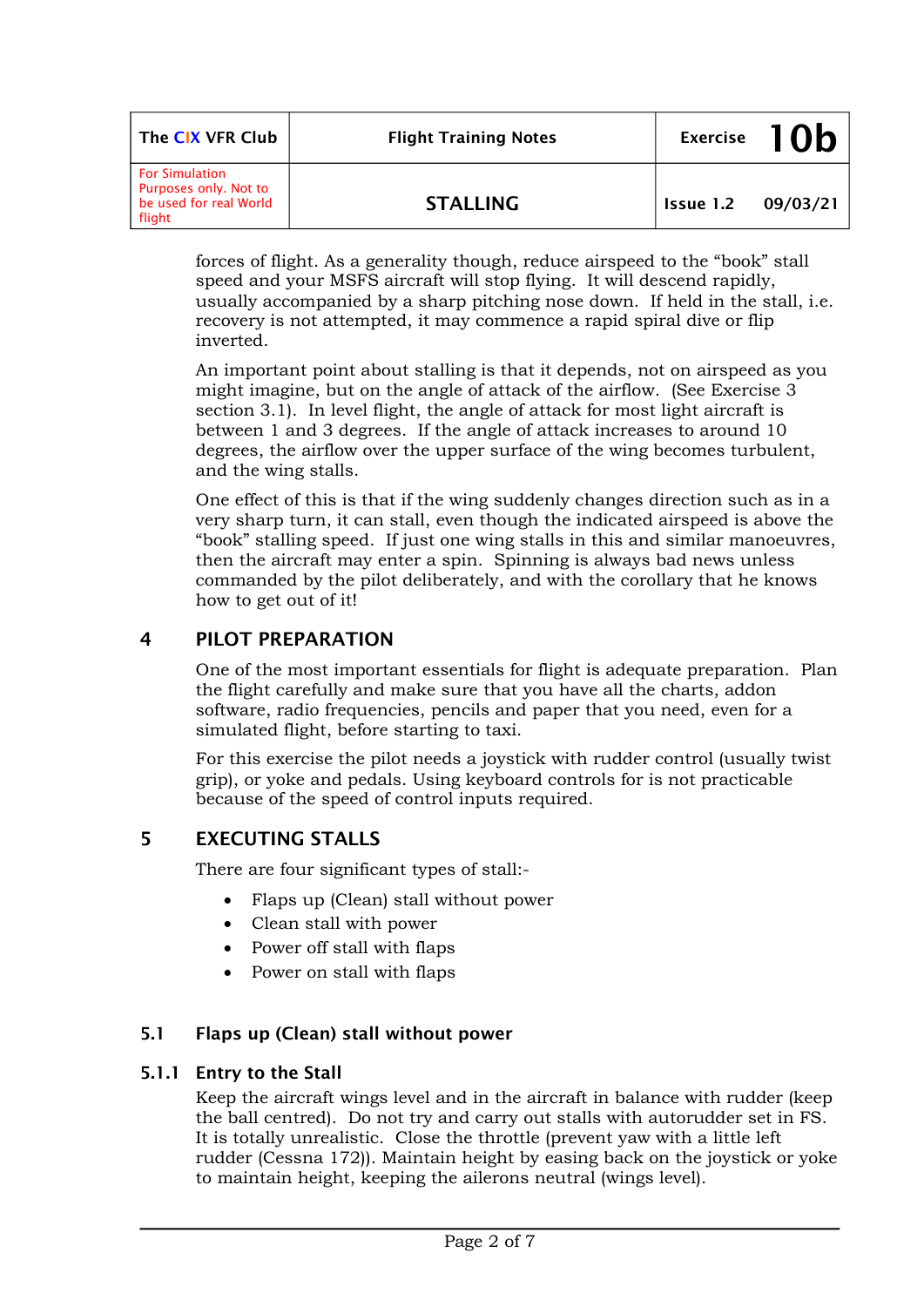forces of flight. As a generality though, reduce airspeed to the "book" stall speed and your MSFS aircraft will stop flying. It will descend rapidly, usually accompanied by a sharp pitching nose down. If held in the stall, i.e. recovery is not attempted, it may commence a rapid spiral dive or flip inverted.

An important point about stalling is that it depends, not on airspeed as you might imagine, but on the angle of attack of the airflow. (See Exercise 3 section 3.1). In level flight, the angle of attack for most light aircraft is between 1 and 3 degrees. If the angle of attack increases to around 10 degrees, the airflow over the upper surface of the wing becomes turbulent, and the wing stalls.

One effect of this is that if the wing suddenly changes direction such as in a very sharp turn, it can stall, even though the indicated airspeed is above the "book" stalling speed. If just one wing stalls in this and similar manoeuvres, then the aircraft may enter a spin. Spinning is always bad news unless commanded by the pilot deliberately, and with the corollary that he knows how to get out of it!

## 4 PILOT PREPARATION

One of the most important essentials for flight is adequate preparation. Plan the flight carefully and make sure that you have all the charts, addon software, radio frequencies, pencils and paper that you need, even for a simulated flight, before starting to taxi.

For this exercise the pilot needs a joystick with rudder control (usually twist grip), or yoke and pedals. Using keyboard controls for is not practicable because of the speed of control inputs required.

## 5 EXECUTING STALLS

There are four significant types of stall:-

- Flaps up (Clean) stall without power
- Clean stall with power
- Power off stall with flaps
- Power on stall with flaps

### 5.1 Flaps up (Clean) stall without power

#### 5.1.1 Entry to the Stall

Keep the aircraft wings level and in the aircraft in balance with rudder (keep the ball centred). Do not try and carry out stalls with autorudder set in FS. It is totally unrealistic. Close the throttle (prevent yaw with a little left rudder (Cessna 172)). Maintain height by easing back on the joystick or yoke to maintain height, keeping the ailerons neutral (wings level).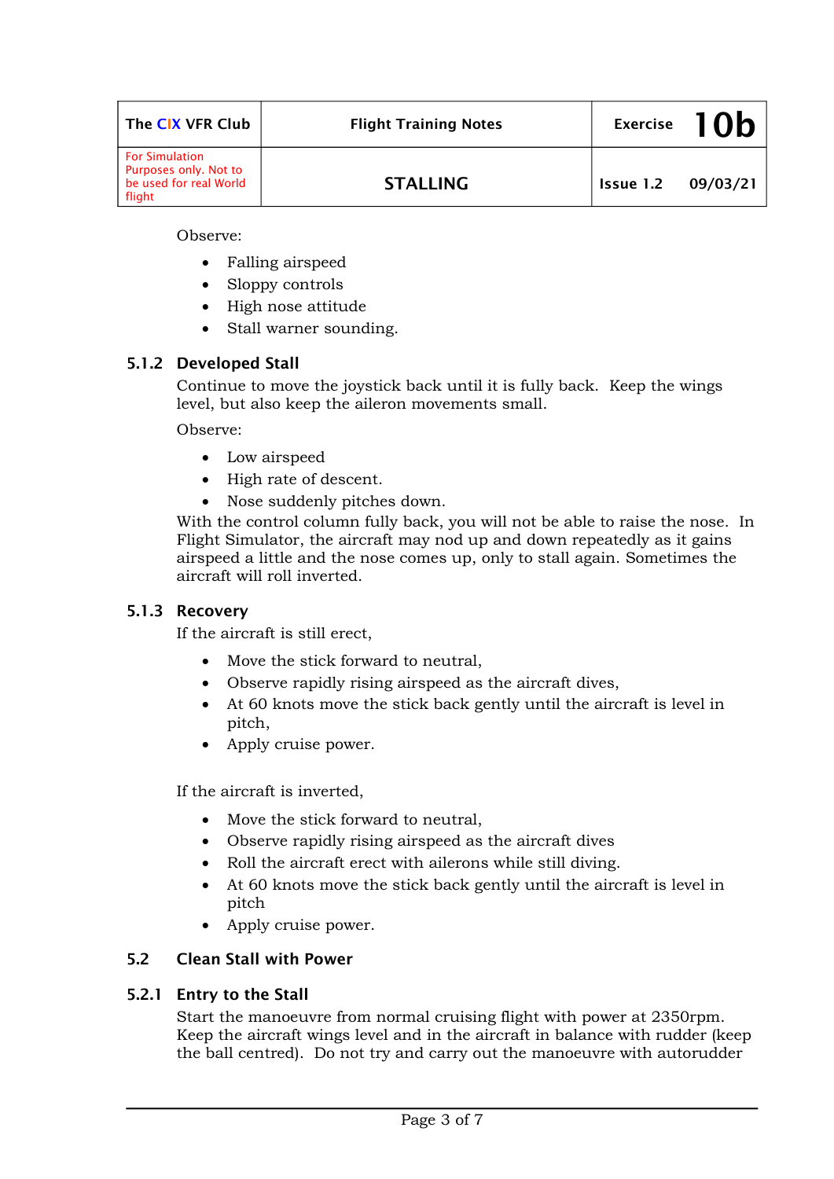Observe:

- Falling airspeed
- Sloppy controls
- High nose attitude
- Stall warner sounding.

### 5.1.2 Developed Stall

Continue to move the joystick back until it is fully back. Keep the wings level, but also keep the aileron movements small.

Observe:

- Low airspeed
- High rate of descent.
- Nose suddenly pitches down.

With the control column fully back, you will not be able to raise the nose. In Flight Simulator, the aircraft may nod up and down repeatedly as it gains airspeed a little and the nose comes up, only to stall again. Sometimes the aircraft will roll inverted.

### 5.1.3 Recovery

If the aircraft is still erect,

- Move the stick forward to neutral,
- Observe rapidly rising airspeed as the aircraft dives,
- At 60 knots move the stick back gently until the aircraft is level in pitch,
- Apply cruise power.

If the aircraft is inverted,

- Move the stick forward to neutral,
- Observe rapidly rising airspeed as the aircraft dives
- Roll the aircraft erect with ailerons while still diving.
- At 60 knots move the stick back gently until the aircraft is level in pitch
- Apply cruise power.

## 5.2 Clean Stall with Power

### 5.2.1 Entry to the Stall

Start the manoeuvre from normal cruising flight with power at 2350rpm. Keep the aircraft wings level and in the aircraft in balance with rudder (keep the ball centred). Do not try and carry out the manoeuvre with autorudder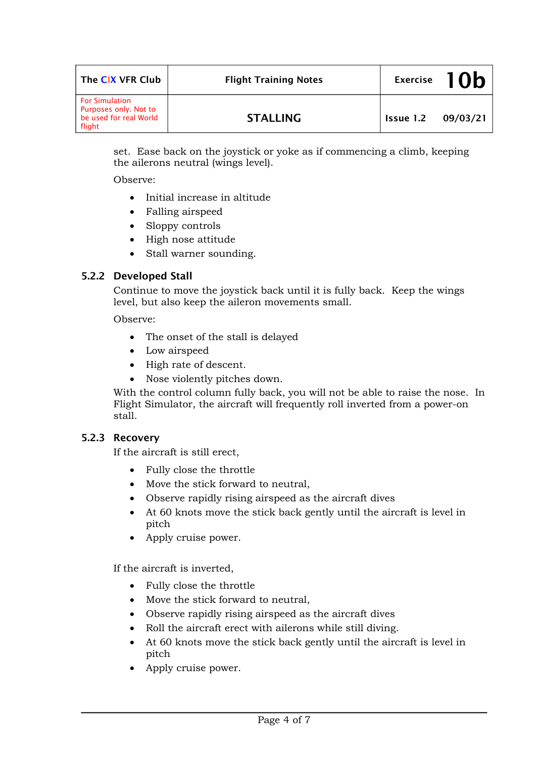set. Ease back on the joystick or yoke as if commencing a climb, keeping the ailerons neutral (wings level).

Observe:

- Initial increase in altitude
- Falling airspeed
- Sloppy controls
- High nose attitude
- Stall warner sounding.

### 5.2.2 Developed Stall

Continue to move the joystick back until it is fully back. Keep the wings level, but also keep the aileron movements small.

Observe:

- The onset of the stall is delayed
- Low airspeed
- High rate of descent.
- Nose violently pitches down.

With the control column fully back, you will not be able to raise the nose. In Flight Simulator, the aircraft will frequently roll inverted from a power-on stall.

### 5.2.3 Recovery

If the aircraft is still erect,

- Fully close the throttle
- Move the stick forward to neutral,
- Observe rapidly rising airspeed as the aircraft dives
- At 60 knots move the stick back gently until the aircraft is level in pitch
- Apply cruise power.

If the aircraft is inverted,

- Fully close the throttle
- Move the stick forward to neutral,
- Observe rapidly rising airspeed as the aircraft dives
- Roll the aircraft erect with ailerons while still diving.
- At 60 knots move the stick back gently until the aircraft is level in pitch
- Apply cruise power.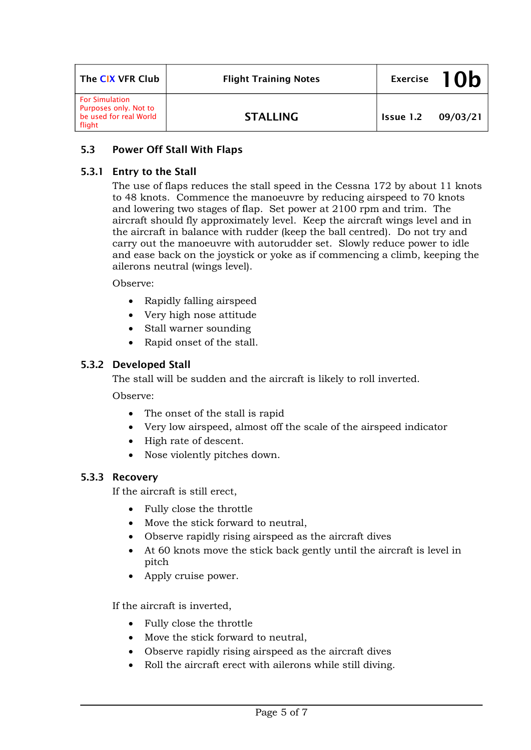## 5.3 Power Off Stall With Flaps

### 5.3.1 Entry to the Stall

The use of flaps reduces the stall speed in the Cessna 172 by about 11 knots to 48 knots. Commence the manoeuvre by reducing airspeed to 70 knots and lowering two stages of flap. Set power at 2100 rpm and trim. The aircraft should fly approximately level. Keep the aircraft wings level and in the aircraft in balance with rudder (keep the ball centred). Do not try and carry out the manoeuvre with autorudder set. Slowly reduce power to idle and ease back on the joystick or yoke as if commencing a climb, keeping the ailerons neutral (wings level).

Observe:

- Rapidly falling airspeed
- Very high nose attitude
- Stall warner sounding
- Rapid onset of the stall.

### 5.3.2 Developed Stall

The stall will be sudden and the aircraft is likely to roll inverted.

Observe:

- The onset of the stall is rapid
- Very low airspeed, almost off the scale of the airspeed indicator
- High rate of descent.
- Nose violently pitches down.

### 5.3.3 Recovery

If the aircraft is still erect,

- Fully close the throttle
- Move the stick forward to neutral,
- Observe rapidly rising airspeed as the aircraft dives
- At 60 knots move the stick back gently until the aircraft is level in pitch
- Apply cruise power.

If the aircraft is inverted,

- Fully close the throttle
- Move the stick forward to neutral,
- Observe rapidly rising airspeed as the aircraft dives
- Roll the aircraft erect with ailerons while still diving.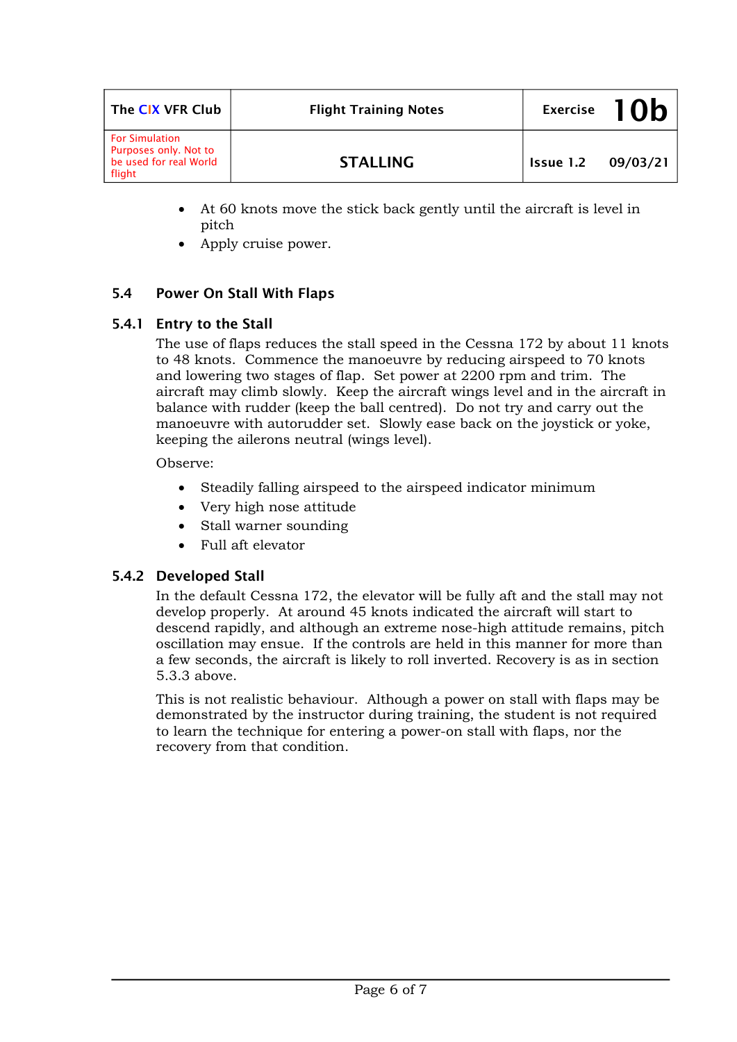- At 60 knots move the stick back gently until the aircraft is level in pitch
- Apply cruise power.

## 5.4 Power On Stall With Flaps

### 5.4.1 Entry to the Stall

The use of flaps reduces the stall speed in the Cessna 172 by about 11 knots to 48 knots. Commence the manoeuvre by reducing airspeed to 70 knots and lowering two stages of flap. Set power at 2200 rpm and trim. The aircraft may climb slowly. Keep the aircraft wings level and in the aircraft in balance with rudder (keep the ball centred). Do not try and carry out the manoeuvre with autorudder set. Slowly ease back on the joystick or yoke, keeping the ailerons neutral (wings level).

Observe:

- Steadily falling airspeed to the airspeed indicator minimum
- Very high nose attitude
- Stall warner sounding
- Full aft elevator

### 5.4.2 Developed Stall

In the default Cessna 172, the elevator will be fully aft and the stall may not develop properly. At around 45 knots indicated the aircraft will start to descend rapidly, and although an extreme nose-high attitude remains, pitch oscillation may ensue. If the controls are held in this manner for more than a few seconds, the aircraft is likely to roll inverted. Recovery is as in section 5.3.3 above.

This is not realistic behaviour. Although a power on stall with flaps may be demonstrated by the instructor during training, the student is not required to learn the technique for entering a power-on stall with flaps, nor the recovery from that condition.